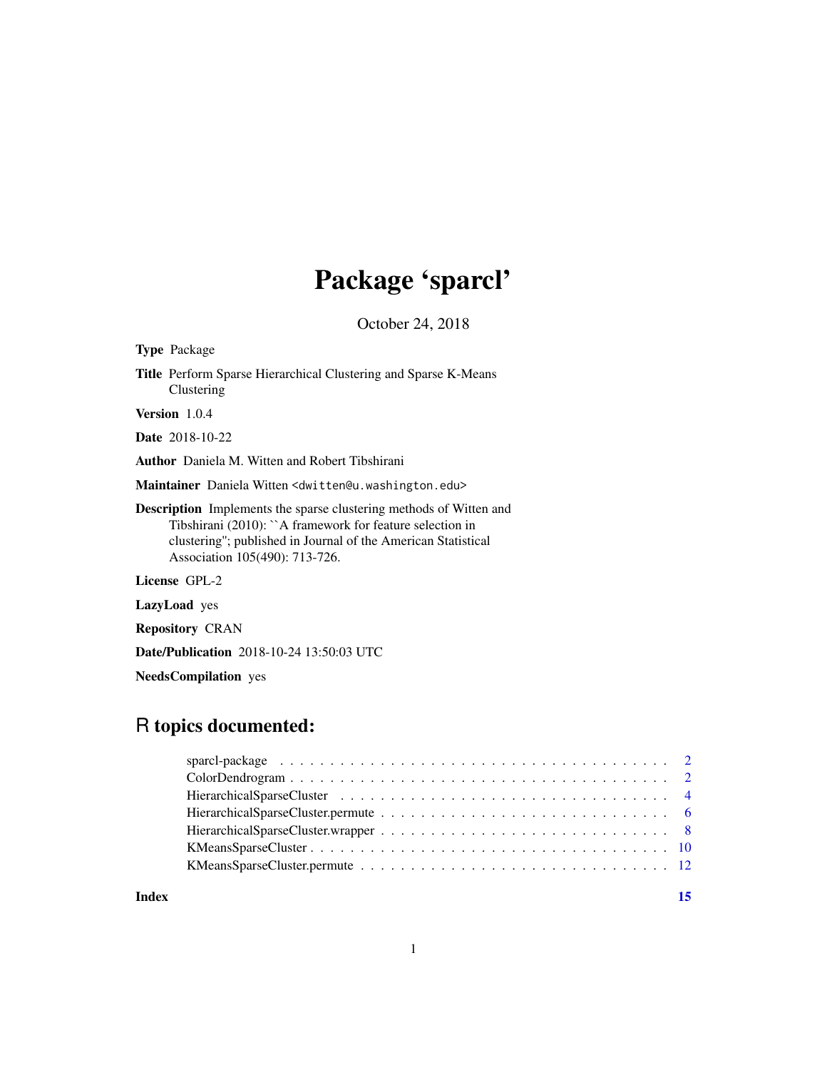# Package 'sparcl'

October 24, 2018

**Type** Package

**Title** Perform Sparse Hierarchical Clustering and Sparse K-Means Clustering

**Version** 1.0.4

**Date** 2018-10-22

**Author** Daniela M. Witten and Robert Tibshirani

**Maintainer** Daniela Witten <dwitten@u.washington.edu>

**Description** Implements the sparse clustering methods of Witten and Tibshirani (2010): ``A framework for feature selection in clustering''; published in Journal of the American Statistical Association 105(490): 713-726.

**License** GPL-2

**LazyLoad** yes

**Repository** CRAN

**Date/Publication** 2018-10-24 13:50:03 UTC

**NeedsCompilation** yes

## R topics documented:

- sparcl-package . . . . . . . . . . . . . . . . . . . . . . . . . . . . . . . . . . . . . 2
- ColorDendrogram . . . . . . . . . . . . . . . . . . . . . . . . . . . . . . . . . . . . 2
- HierarchicalSparseCluster . . . . . . . . . . . . . . . . . . . . . . . . . . . . . . . . 4
- HierarchicalSparseCluster.permute . . . . . . . . . . . . . . . . . . . . . . . . . . . . 6
- HierarchicalSparseCluster.wrapper . . . . . . . . . . . . . . . . . . . . . . . . . . . . 8
- KMeansSparseCluster . . . . . . . . . . . . . . . . . . . . . . . . . . . . . . . . . . 10
- KMeansSparseCluster.permute . . . . . . . . . . . . . . . . . . . . . . . . . . . . . . 12

**Index** 15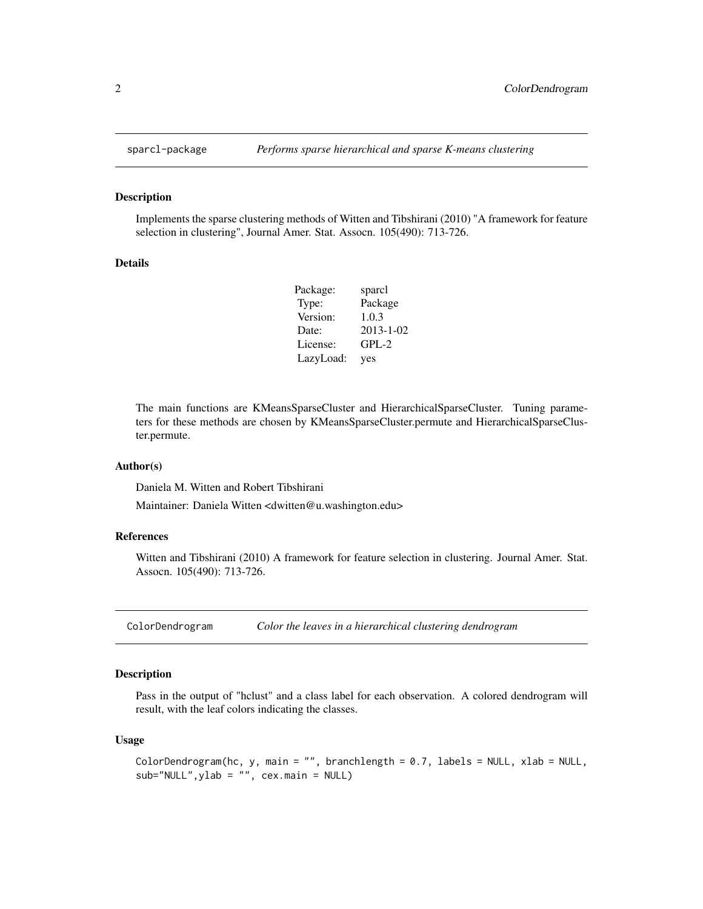## sparcl-package — *Performs sparse hierarchical and sparse K-means clustering*

### Description

Implements the sparse clustering methods of Witten and Tibshirani (2010) "A framework for feature selection in clustering", Journal Amer. Stat. Assocn. 105(490): 713-726.

### Details

| | |
|---|---|
| Package: | sparcl |
| Type: | Package |
| Version: | 1.0.3 |
| Date: | 2013-1-02 |
| License: | GPL-2 |
| LazyLoad: | yes |

The main functions are KMeansSparseCluster and HierarchicalSparseCluster. Tuning parameters for these methods are chosen by KMeansSparseCluster.permute and HierarchicalSparseCluster.permute.

### Author(s)

Daniela M. Witten and Robert Tibshirani

Maintainer: Daniela Witten <dwitten@u.washington.edu>

### References

Witten and Tibshirani (2010) A framework for feature selection in clustering. Journal Amer. Stat. Assocn. 105(490): 713-726.

## ColorDendrogram — *Color the leaves in a hierarchical clustering dendrogram*

### Description

Pass in the output of "hclust" and a class label for each observation. A colored dendrogram will result, with the leaf colors indicating the classes.

### Usage

```
ColorDendrogram(hc, y, main = "", branchlength = 0.7, labels = NULL, xlab = NULL,
sub="NULL",ylab = "", cex.main = NULL)
```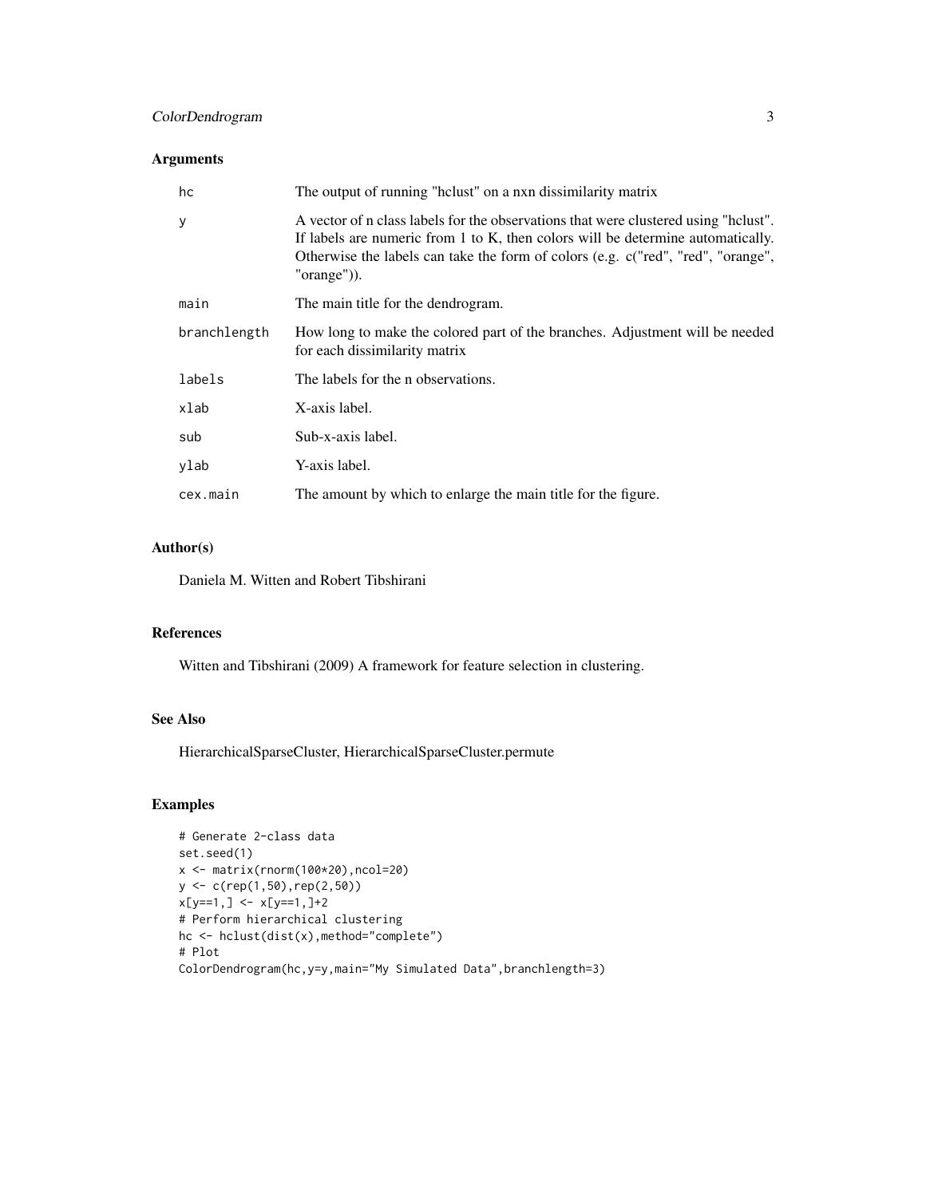## Arguments

| | |
|---|---|
| `hc` | The output of running "hclust" on a nxn dissimilarity matrix |
| `y` | A vector of n class labels for the observations that were clustered using "hclust". If labels are numeric from 1 to K, then colors will be determine automatically. Otherwise the labels can take the form of colors (e.g. c("red", "red", "orange", "orange")). |
| `main` | The main title for the dendrogram. |
| `branchlength` | How long to make the colored part of the branches. Adjustment will be needed for each dissimilarity matrix |
| `labels` | The labels for the n observations. |
| `xlab` | X-axis label. |
| `sub` | Sub-x-axis label. |
| `ylab` | Y-axis label. |
| `cex.main` | The amount by which to enlarge the main title for the figure. |

## Author(s)

Daniela M. Witten and Robert Tibshirani

## References

Witten and Tibshirani (2009) A framework for feature selection in clustering.

## See Also

HierarchicalSparseCluster, HierarchicalSparseCluster.permute

## Examples

```
# Generate 2-class data
set.seed(1)
x <- matrix(rnorm(100*20),ncol=20)
y <- c(rep(1,50),rep(2,50))
x[y==1,] <- x[y==1,]+2
# Perform hierarchical clustering
hc <- hclust(dist(x),method="complete")
# Plot
ColorDendrogram(hc,y=y,main="My Simulated Data",branchlength=3)
```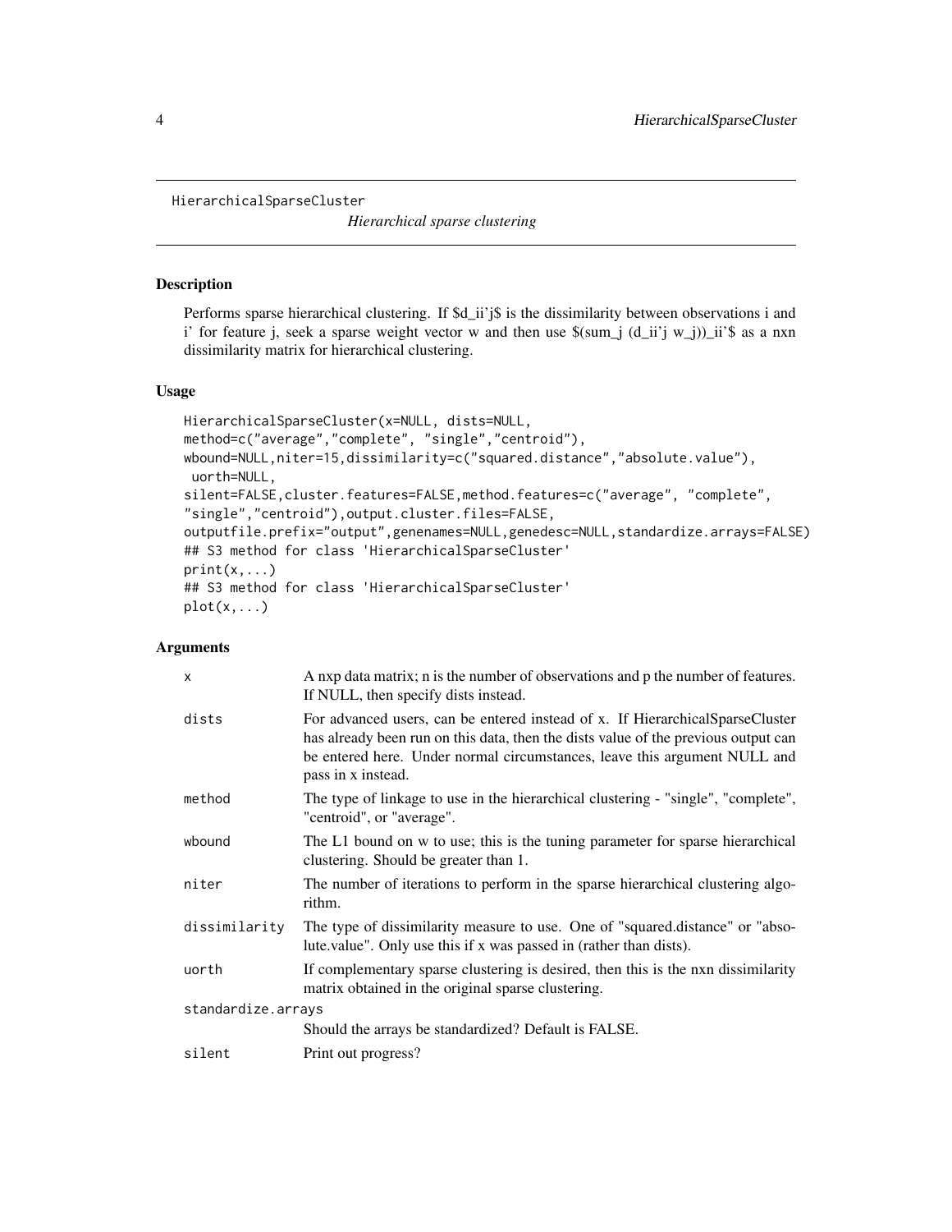```
HierarchicalSparseCluster
```

*Hierarchical sparse clustering*

## Description

Performs sparse hierarchical clustering. If $d_ii'j$ is the dissimilarity between observations i and i' for feature j, seek a sparse weight vector w and then use $(sum_j (d_ii'j w_j))_ii'$ as a nxn dissimilarity matrix for hierarchical clustering.

## Usage

```
HierarchicalSparseCluster(x=NULL, dists=NULL,
method=c("average","complete", "single","centroid"),
wbound=NULL,niter=15,dissimilarity=c("squared.distance","absolute.value"),
 uorth=NULL,
silent=FALSE,cluster.features=FALSE,method.features=c("average", "complete",
"single","centroid"),output.cluster.files=FALSE,
outputfile.prefix="output",genenames=NULL,genedesc=NULL,standardize.arrays=FALSE)
## S3 method for class 'HierarchicalSparseCluster'
print(x,...)
## S3 method for class 'HierarchicalSparseCluster'
plot(x,...)
```

## Arguments

| | |
|---|---|
| `x` | A nxp data matrix; n is the number of observations and p the number of features. If NULL, then specify dists instead. |
| `dists` | For advanced users, can be entered instead of x. If HierarchicalSparseCluster has already been run on this data, then the dists value of the previous output can be entered here. Under normal circumstances, leave this argument NULL and pass in x instead. |
| `method` | The type of linkage to use in the hierarchical clustering - "single", "complete", "centroid", or "average". |
| `wbound` | The L1 bound on w to use; this is the tuning parameter for sparse hierarchical clustering. Should be greater than 1. |
| `niter` | The number of iterations to perform in the sparse hierarchical clustering algorithm. |
| `dissimilarity` | The type of dissimilarity measure to use. One of "squared.distance" or "absolute.value". Only use this if x was passed in (rather than dists). |
| `uorth` | If complementary sparse clustering is desired, then this is the nxn dissimilarity matrix obtained in the original sparse clustering. |
| `standardize.arrays` | Should the arrays be standardized? Default is FALSE. |
| `silent` | Print out progress? |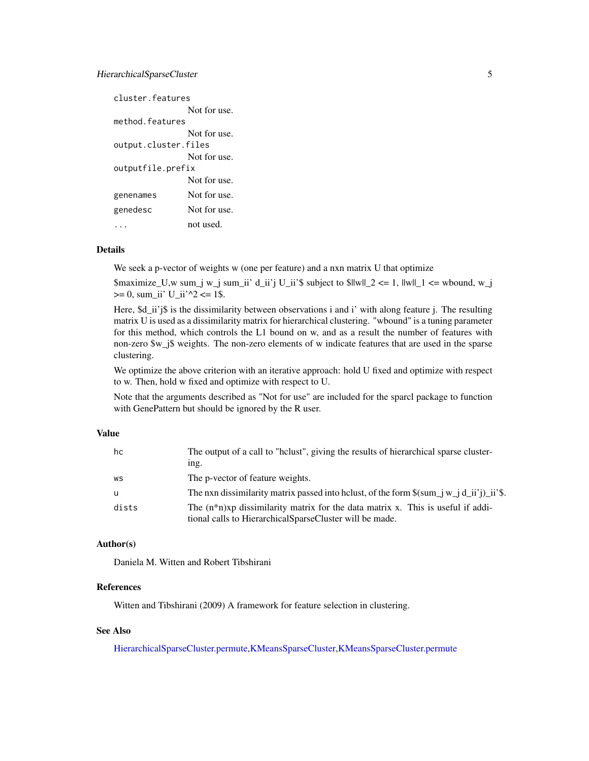| | |
|---|---|
| `cluster.features` | Not for use. |
| `method.features` | Not for use. |
| `output.cluster.files` | Not for use. |
| `outputfile.prefix` | Not for use. |
| `genenames` | Not for use. |
| `genedesc` | Not for use. |
| `...` | not used. |

## Details

We seek a p-vector of weights w (one per feature) and a nxn matrix U that optimize

$maximize_U,w sum_j w_j sum_ii' d_ii'j U_ii'$ subject to $||w||_2 <= 1, ||w||_1 <= wbound, w_j >= 0, sum_ii' U_ii'^2 <= 1$.

Here, $d_ii'j$ is the dissimilarity between observations i and i' with along feature j. The resulting matrix U is used as a dissimilarity matrix for hierarchical clustering. "wbound" is a tuning parameter for this method, which controls the L1 bound on w, and as a result the number of features with non-zero $w_j$ weights. The non-zero elements of w indicate features that are used in the sparse clustering.

We optimize the above criterion with an iterative approach: hold U fixed and optimize with respect to w. Then, hold w fixed and optimize with respect to U.

Note that the arguments described as "Not for use" are included for the sparcl package to function with GenePattern but should be ignored by the R user.

## Value

| | |
|---|---|
| `hc` | The output of a call to "hclust", giving the results of hierarchical sparse clustering. |
| `ws` | The p-vector of feature weights. |
| `u` | The nxn dissimilarity matrix passed into hclust, of the form $(sum_j w_j d_ii'j)_ii'$. |
| `dists` | The (n*n)xp dissimilarity matrix for the data matrix x. This is useful if additional calls to HierarchicalSparseCluster will be made. |

## Author(s)

Daniela M. Witten and Robert Tibshirani

## References

Witten and Tibshirani (2009) A framework for feature selection in clustering.

## See Also

HierarchicalSparseCluster.permute,KMeansSparseCluster,KMeansSparseCluster.permute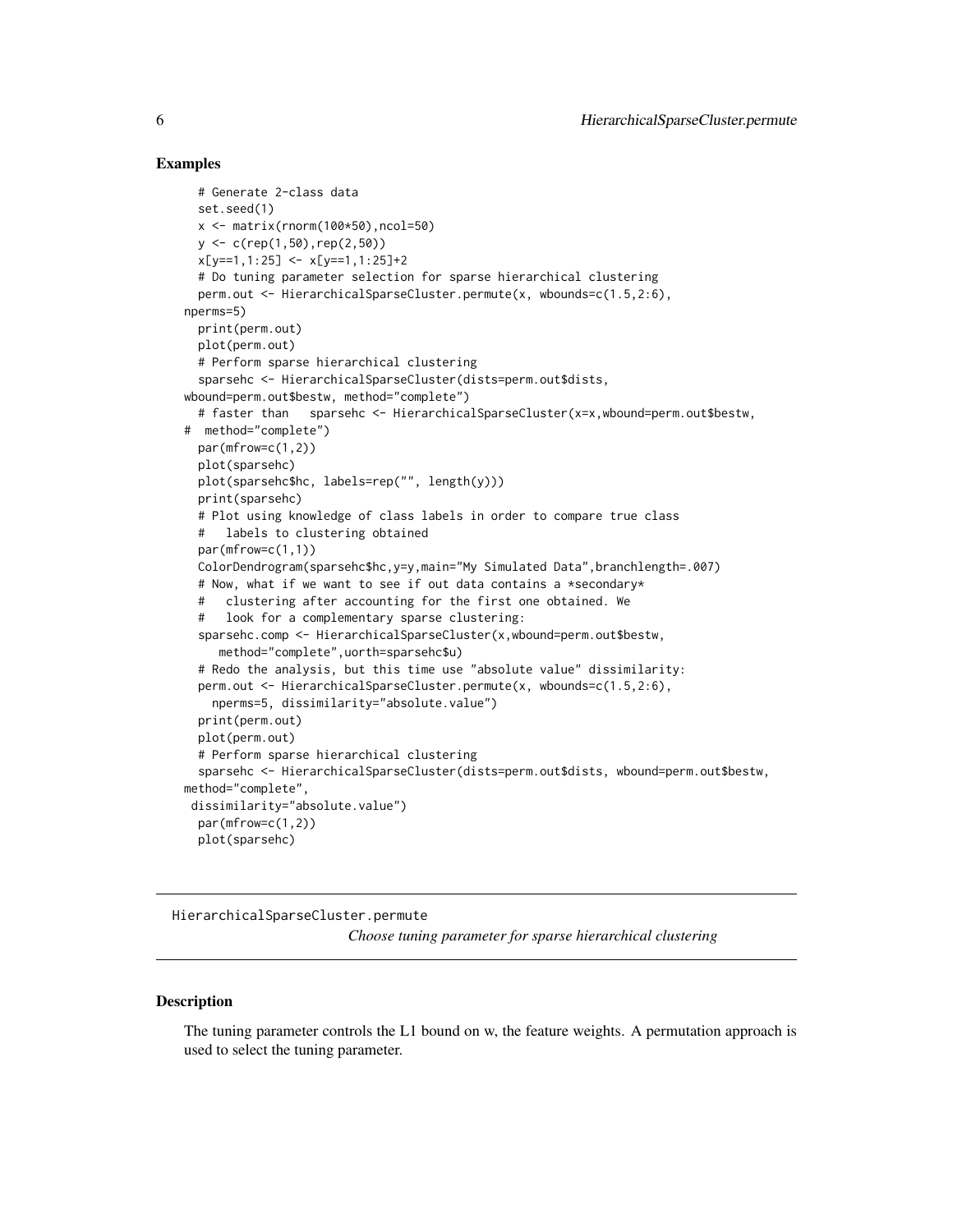## Examples

```
  # Generate 2-class data
  set.seed(1)
  x <- matrix(rnorm(100*50),ncol=50)
  y <- c(rep(1,50),rep(2,50))
  x[y==1,1:25] <- x[y==1,1:25]+2
  # Do tuning parameter selection for sparse hierarchical clustering
  perm.out <- HierarchicalSparseCluster.permute(x, wbounds=c(1.5,2:6),
nperms=5)
  print(perm.out)
  plot(perm.out)
  # Perform sparse hierarchical clustering
  sparsehc <- HierarchicalSparseCluster(dists=perm.out$dists,
wbound=perm.out$bestw, method="complete")
  # faster than   sparsehc <- HierarchicalSparseCluster(x=x,wbound=perm.out$bestw,
#  method="complete")
  par(mfrow=c(1,2))
  plot(sparsehc)
  plot(sparsehc$hc, labels=rep("", length(y)))
  print(sparsehc)
  # Plot using knowledge of class labels in order to compare true class
  #   labels to clustering obtained
  par(mfrow=c(1,1))
  ColorDendrogram(sparsehc$hc,y=y,main="My Simulated Data",branchlength=.007)
  # Now, what if we want to see if out data contains a *secondary*
  #   clustering after accounting for the first one obtained. We
  #   look for a complementary sparse clustering:
  sparsehc.comp <- HierarchicalSparseCluster(x,wbound=perm.out$bestw,
     method="complete",uorth=sparsehc$u)
  # Redo the analysis, but this time use "absolute value" dissimilarity:
  perm.out <- HierarchicalSparseCluster.permute(x, wbounds=c(1.5,2:6),
    nperms=5, dissimilarity="absolute.value")
  print(perm.out)
  plot(perm.out)
  # Perform sparse hierarchical clustering
  sparsehc <- HierarchicalSparseCluster(dists=perm.out$dists, wbound=perm.out$bestw,
method="complete",
 dissimilarity="absolute.value")
  par(mfrow=c(1,2))
  plot(sparsehc)
```

---

# HierarchicalSparseCluster.permute

*Choose tuning parameter for sparse hierarchical clustering*

## Description

The tuning parameter controls the L1 bound on w, the feature weights. A permutation approach is used to select the tuning parameter.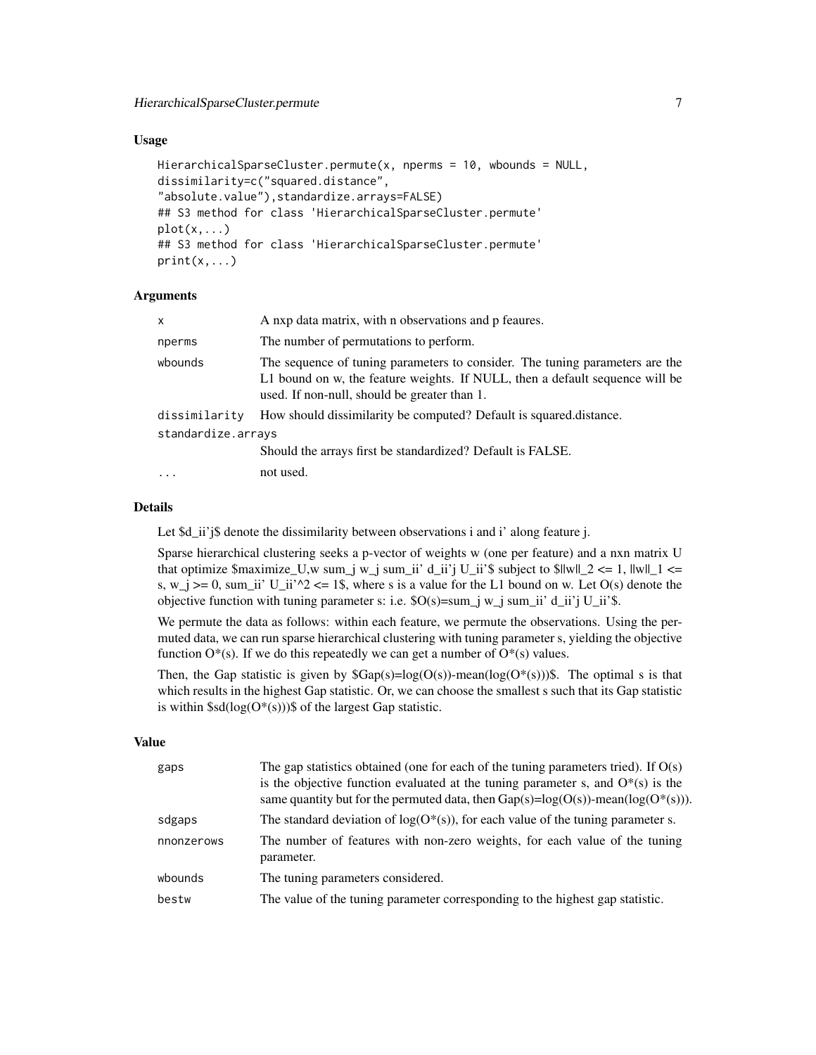### Usage

```
HierarchicalSparseCluster.permute(x, nperms = 10, wbounds = NULL,
dissimilarity=c("squared.distance",
"absolute.value"),standardize.arrays=FALSE)
## S3 method for class 'HierarchicalSparseCluster.permute'
plot(x,...)
## S3 method for class 'HierarchicalSparseCluster.permute'
print(x,...)
```

### Arguments

| | |
|---|---|
| x | A nxp data matrix, with n observations and p feaures. |
| nperms | The number of permutations to perform. |
| wbounds | The sequence of tuning parameters to consider. The tuning parameters are the L1 bound on w, the feature weights. If NULL, then a default sequence will be used. If non-null, should be greater than 1. |
| dissimilarity | How should dissimilarity be computed? Default is squared.distance. |
| standardize.arrays | Should the arrays first be standardized? Default is FALSE. |
| ... | not used. |

### Details

Let $d_ii'j$ denote the dissimilarity between observations i and i' along feature j.

Sparse hierarchical clustering seeks a p-vector of weights w (one per feature) and a nxn matrix U that optimize $maximize_U,w sum_j w_j sum_ii' d_ii'j U_ii'$ subject to $||w||_2 <= 1, ||w||_1 <= s, w_j >= 0, sum_ii' U_ii'^2 <= 1$, where s is a value for the L1 bound on w. Let O(s) denote the objective function with tuning parameter s: i.e. $O(s)=sum_j w_j sum_ii' d_ii'j U_ii'$.

We permute the data as follows: within each feature, we permute the observations. Using the permuted data, we can run sparse hierarchical clustering with tuning parameter s, yielding the objective function O*(s). If we do this repeatedly we can get a number of O*(s) values.

Then, the Gap statistic is given by $Gap(s)=log(O(s))-mean(log(O*(s)))$. The optimal s is that which results in the highest Gap statistic. Or, we can choose the smallest s such that its Gap statistic is within $sd(log(O*(s)))$ of the largest Gap statistic.

### Value

| | |
|---|---|
| gaps | The gap statistics obtained (one for each of the tuning parameters tried). If O(s) is the objective function evaluated at the tuning parameter s, and O*(s) is the same quantity but for the permuted data, then Gap(s)=log(O(s))-mean(log(O*(s))). |
| sdgaps | The standard deviation of log(O*(s)), for each value of the tuning parameter s. |
| nnonzerows | The number of features with non-zero weights, for each value of the tuning parameter. |
| wbounds | The tuning parameters considered. |
| bestw | The value of the tuning parameter corresponding to the highest gap statistic. |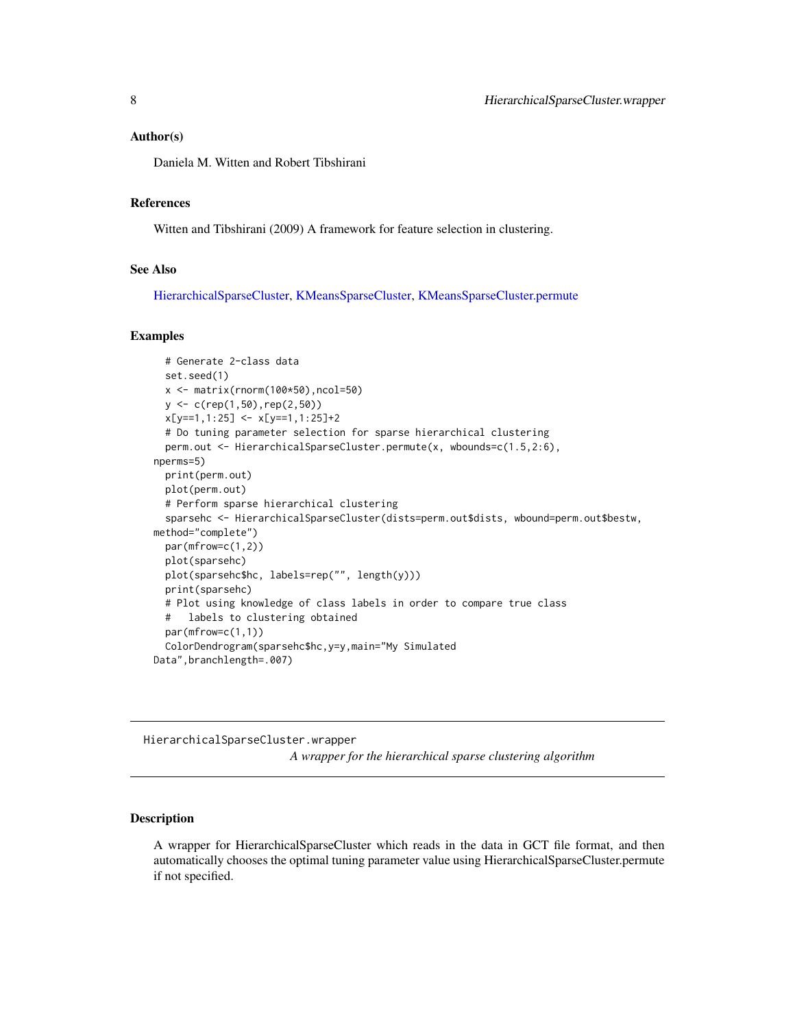### Author(s)

Daniela M. Witten and Robert Tibshirani

### References

Witten and Tibshirani (2009) A framework for feature selection in clustering.

### See Also

HierarchicalSparseCluster, KMeansSparseCluster, KMeansSparseCluster.permute

### Examples

```
  # Generate 2-class data
  set.seed(1)
  x <- matrix(rnorm(100*50),ncol=50)
  y <- c(rep(1,50),rep(2,50))
  x[y==1,1:25] <- x[y==1,1:25]+2
  # Do tuning parameter selection for sparse hierarchical clustering
  perm.out <- HierarchicalSparseCluster.permute(x, wbounds=c(1.5,2:6),
nperms=5)
  print(perm.out)
  plot(perm.out)
  # Perform sparse hierarchical clustering
  sparsehc <- HierarchicalSparseCluster(dists=perm.out$dists, wbound=perm.out$bestw,
method="complete")
  par(mfrow=c(1,2))
  plot(sparsehc)
  plot(sparsehc$hc, labels=rep("", length(y)))
  print(sparsehc)
  # Plot using knowledge of class labels in order to compare true class
  #   labels to clustering obtained
  par(mfrow=c(1,1))
  ColorDendrogram(sparsehc$hc,y=y,main="My Simulated
Data",branchlength=.007)
```

---

## HierarchicalSparseCluster.wrapper

*A wrapper for the hierarchical sparse clustering algorithm*

---

### Description

A wrapper for HierarchicalSparseCluster which reads in the data in GCT file format, and then automatically chooses the optimal tuning parameter value using HierarchicalSparseCluster.permute if not specified.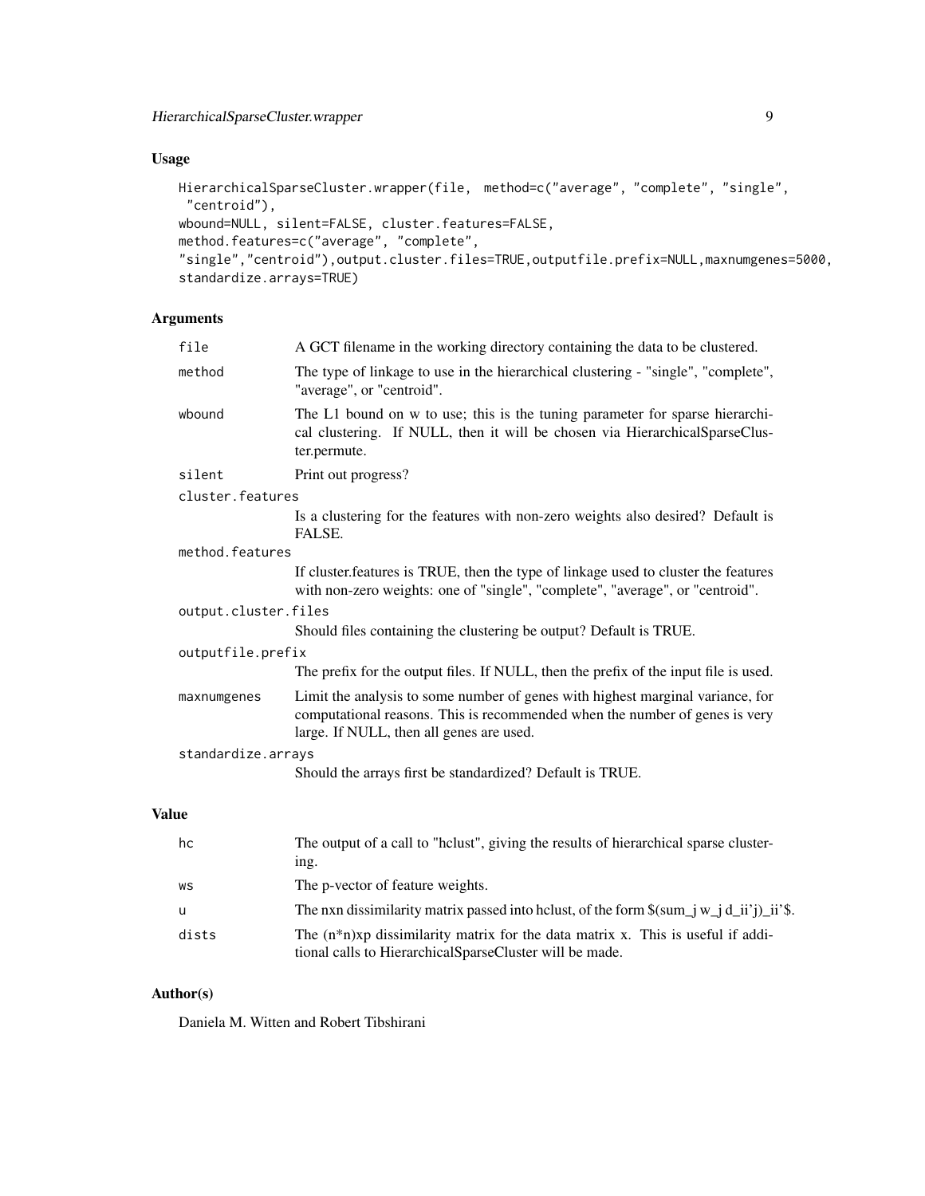## Usage

```
HierarchicalSparseCluster.wrapper(file,  method=c("average", "complete", "single",
 "centroid"),
wbound=NULL, silent=FALSE, cluster.features=FALSE,
method.features=c("average", "complete",
"single","centroid"),output.cluster.files=TRUE,outputfile.prefix=NULL,maxnumgenes=5000,
standardize.arrays=TRUE)
```

## Arguments

| | |
|---|---|
| `file` | A GCT filename in the working directory containing the data to be clustered. |
| `method` | The type of linkage to use in the hierarchical clustering - "single", "complete", "average", or "centroid". |
| `wbound` | The L1 bound on w to use; this is the tuning parameter for sparse hierarchical clustering. If NULL, then it will be chosen via HierarchicalSparseCluster.permute. |
| `silent` | Print out progress? |
| `cluster.features` | Is a clustering for the features with non-zero weights also desired? Default is FALSE. |
| `method.features` | If cluster.features is TRUE, then the type of linkage used to cluster the features with non-zero weights: one of "single", "complete", "average", or "centroid". |
| `output.cluster.files` | Should files containing the clustering be output? Default is TRUE. |
| `outputfile.prefix` | The prefix for the output files. If NULL, then the prefix of the input file is used. |
| `maxnumgenes` | Limit the analysis to some number of genes with highest marginal variance, for computational reasons. This is recommended when the number of genes is very large. If NULL, then all genes are used. |
| `standardize.arrays` | Should the arrays first be standardized? Default is TRUE. |

## Value

| | |
|---|---|
| `hc` | The output of a call to "hclust", giving the results of hierarchical sparse clustering. |
| `ws` | The p-vector of feature weights. |
| `u` | The nxn dissimilarity matrix passed into hclust, of the form $(sum_j w_j d_ii'j)_ii'$. |
| `dists` | The (n*n)xp dissimilarity matrix for the data matrix x. This is useful if additional calls to HierarchicalSparseCluster will be made. |

## Author(s)

Daniela M. Witten and Robert Tibshirani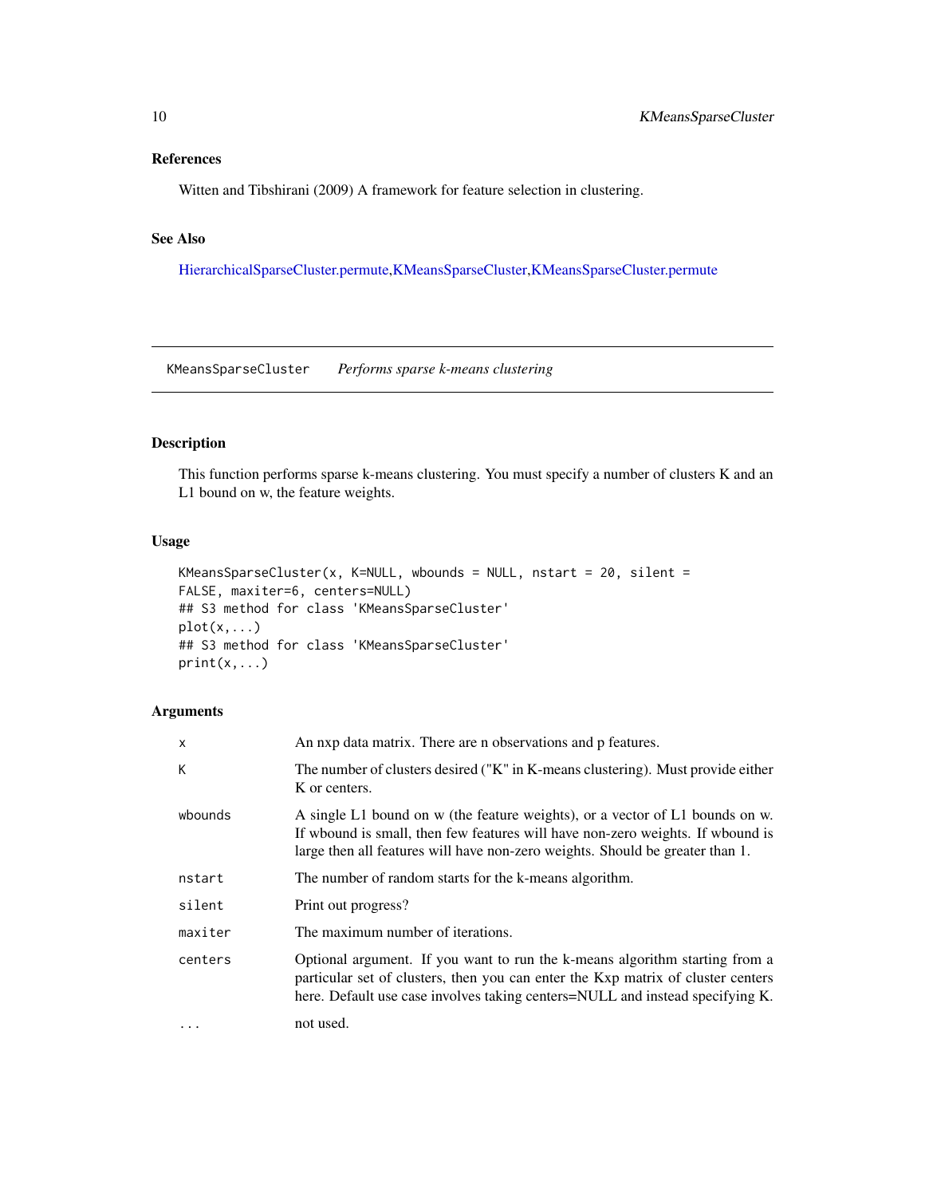### References

Witten and Tibshirani (2009) A framework for feature selection in clustering.

### See Also

HierarchicalSparseCluster.permute,KMeansSparseCluster,KMeansSparseCluster.permute

---

## KMeansSparseCluster *Performs sparse k-means clustering*

---

### Description

This function performs sparse k-means clustering. You must specify a number of clusters K and an L1 bound on w, the feature weights.

### Usage

```
KMeansSparseCluster(x, K=NULL, wbounds = NULL, nstart = 20, silent =
FALSE, maxiter=6, centers=NULL)
## S3 method for class 'KMeansSparseCluster'
plot(x,...)
## S3 method for class 'KMeansSparseCluster'
print(x,...)
```

### Arguments

| | |
|---|---|
| x | An nxp data matrix. There are n observations and p features. |
| K | The number of clusters desired ("K" in K-means clustering). Must provide either K or centers. |
| wbounds | A single L1 bound on w (the feature weights), or a vector of L1 bounds on w. If wbound is small, then few features will have non-zero weights. If wbound is large then all features will have non-zero weights. Should be greater than 1. |
| nstart | The number of random starts for the k-means algorithm. |
| silent | Print out progress? |
| maxiter | The maximum number of iterations. |
| centers | Optional argument. If you want to run the k-means algorithm starting from a particular set of clusters, then you can enter the Kxp matrix of cluster centers here. Default use case involves taking centers=NULL and instead specifying K. |
| ... | not used. |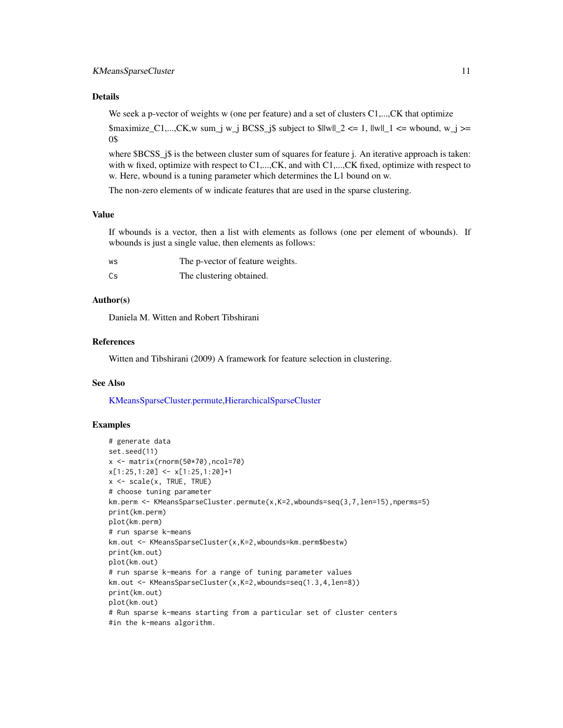### Details

We seek a p-vector of weights w (one per feature) and a set of clusters C1,...,CK that optimize

$maximize_C1,...,CK,w sum_j w_j BCSS_j$ subject to $||w||_2 <= 1, ||w||_1 <= wbound, w_j >= 0$

where $BCSS_j$ is the between cluster sum of squares for feature j. An iterative approach is taken: with w fixed, optimize with respect to C1,...,CK, and with C1,...,CK fixed, optimize with respect to w. Here, wbound is a tuning parameter which determines the L1 bound on w.

The non-zero elements of w indicate features that are used in the sparse clustering.

### Value

If wbounds is a vector, then a list with elements as follows (one per element of wbounds). If wbounds is just a single value, then elements as follows:

| | |
|---|---|
| ws | The p-vector of feature weights. |
| Cs | The clustering obtained. |

### Author(s)

Daniela M. Witten and Robert Tibshirani

### References

Witten and Tibshirani (2009) A framework for feature selection in clustering.

### See Also

KMeansSparseCluster.permute,HierarchicalSparseCluster

### Examples

```
# generate data
set.seed(11)
x <- matrix(rnorm(50*70),ncol=70)
x[1:25,1:20] <- x[1:25,1:20]+1
x <- scale(x, TRUE, TRUE)
# choose tuning parameter
km.perm <- KMeansSparseCluster.permute(x,K=2,wbounds=seq(3,7,len=15),nperms=5)
print(km.perm)
plot(km.perm)
# run sparse k-means
km.out <- KMeansSparseCluster(x,K=2,wbounds=km.perm$bestw)
print(km.out)
plot(km.out)
# run sparse k-means for a range of tuning parameter values
km.out <- KMeansSparseCluster(x,K=2,wbounds=seq(1.3,4,len=8))
print(km.out)
plot(km.out)
# Run sparse k-means starting from a particular set of cluster centers
#in the k-means algorithm.
```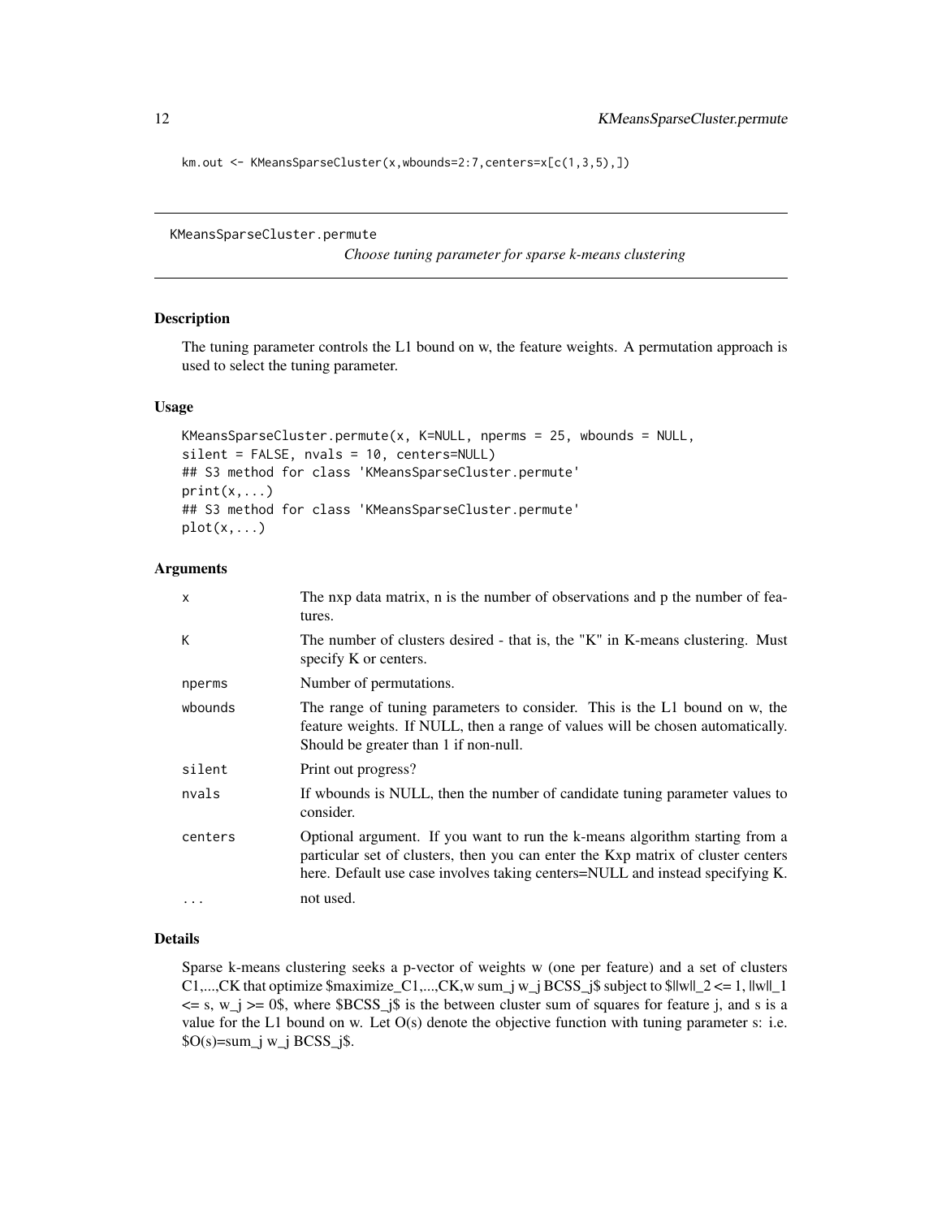```
km.out <- KMeansSparseCluster(x,wbounds=2:7,centers=x[c(1,3,5),])
```

---

## KMeansSparseCluster.permute

*Choose tuning parameter for sparse k-means clustering*

### Description

The tuning parameter controls the L1 bound on w, the feature weights. A permutation approach is used to select the tuning parameter.

### Usage

```
KMeansSparseCluster.permute(x, K=NULL, nperms = 25, wbounds = NULL,
silent = FALSE, nvals = 10, centers=NULL)
## S3 method for class 'KMeansSparseCluster.permute'
print(x,...)
## S3 method for class 'KMeansSparseCluster.permute'
plot(x,...)
```

### Arguments

| | |
|---|---|
| x | The nxp data matrix, n is the number of observations and p the number of features. |
| K | The number of clusters desired - that is, the "K" in K-means clustering. Must specify K or centers. |
| nperms | Number of permutations. |
| wbounds | The range of tuning parameters to consider. This is the L1 bound on w, the feature weights. If NULL, then a range of values will be chosen automatically. Should be greater than 1 if non-null. |
| silent | Print out progress? |
| nvals | If wbounds is NULL, then the number of candidate tuning parameter values to consider. |
| centers | Optional argument. If you want to run the k-means algorithm starting from a particular set of clusters, then you can enter the Kxp matrix of cluster centers here. Default use case involves taking centers=NULL and instead specifying K. |
| ... | not used. |

### Details

Sparse k-means clustering seeks a p-vector of weights w (one per feature) and a set of clusters C1,...,CK that optimize $maximize_C1,...,CK,w sum_j w_j BCSS_j$ subject to $||w||_2 <= 1, ||w||_1 <= s, w_j >= 0$, where $BCSS_j$ is the between cluster sum of squares for feature j, and s is a value for the L1 bound on w. Let O(s) denote the objective function with tuning parameter s: i.e. $O(s)=sum_j w_j BCSS_j$.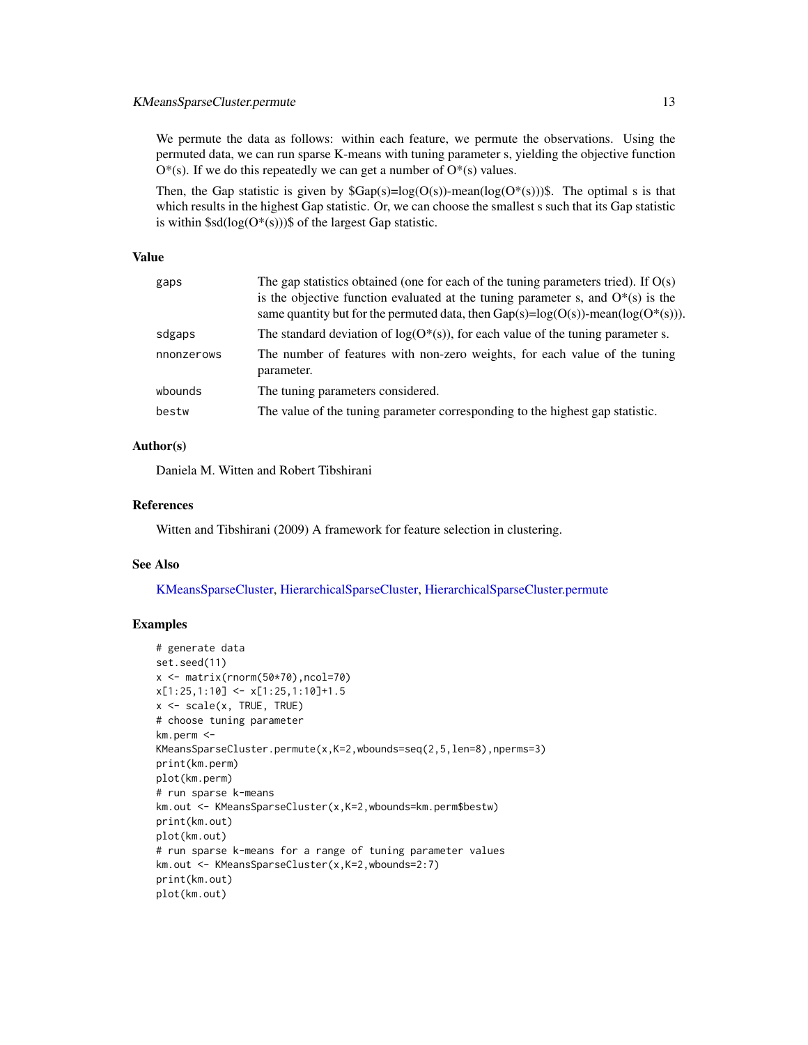We permute the data as follows: within each feature, we permute the observations. Using the permuted data, we can run sparse K-means with tuning parameter s, yielding the objective function O*(s). If we do this repeatedly we can get a number of O*(s) values.

Then, the Gap statistic is given by $Gap(s)=log(O(s))-mean(log(O*(s)))$. The optimal s is that which results in the highest Gap statistic. Or, we can choose the smallest s such that its Gap statistic is within $sd(log(O*(s)))$ of the largest Gap statistic.

## Value

| | |
|---|---|
| gaps | The gap statistics obtained (one for each of the tuning parameters tried). If O(s) is the objective function evaluated at the tuning parameter s, and O*(s) is the same quantity but for the permuted data, then Gap(s)=log(O(s))-mean(log(O*(s))). |
| sdgaps | The standard deviation of log(O*(s)), for each value of the tuning parameter s. |
| nnonzerows | The number of features with non-zero weights, for each value of the tuning parameter. |
| wbounds | The tuning parameters considered. |
| bestw | The value of the tuning parameter corresponding to the highest gap statistic. |

## Author(s)

Daniela M. Witten and Robert Tibshirani

## References

Witten and Tibshirani (2009) A framework for feature selection in clustering.

## See Also

KMeansSparseCluster, HierarchicalSparseCluster, HierarchicalSparseCluster.permute

## Examples

```
# generate data
set.seed(11)
x <- matrix(rnorm(50*70),ncol=70)
x[1:25,1:10] <- x[1:25,1:10]+1.5
x <- scale(x, TRUE, TRUE)
# choose tuning parameter
km.perm <-
KMeansSparseCluster.permute(x,K=2,wbounds=seq(2,5,len=8),nperms=3)
print(km.perm)
plot(km.perm)
# run sparse k-means
km.out <- KMeansSparseCluster(x,K=2,wbounds=km.perm$bestw)
print(km.out)
plot(km.out)
# run sparse k-means for a range of tuning parameter values
km.out <- KMeansSparseCluster(x,K=2,wbounds=2:7)
print(km.out)
plot(km.out)
```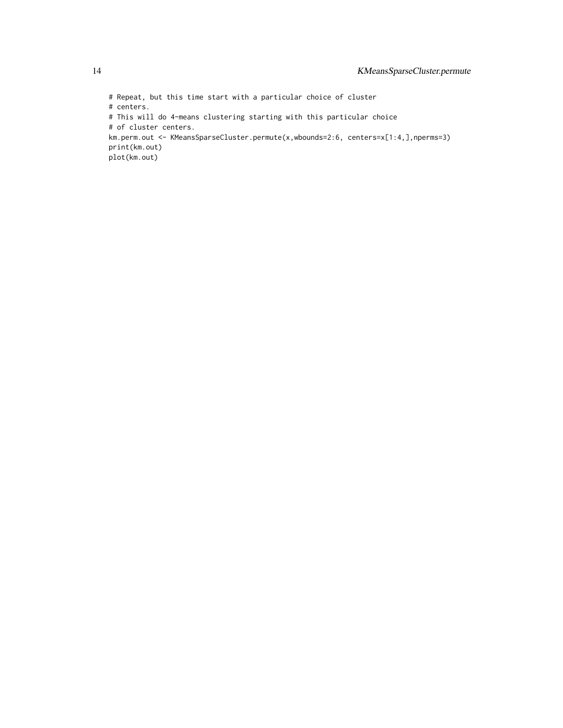```
# Repeat, but this time start with a particular choice of cluster
# centers.
# This will do 4-means clustering starting with this particular choice
# of cluster centers.
km.perm.out <- KMeansSparseCluster.permute(x,wbounds=2:6, centers=x[1:4,],nperms=3)
print(km.out)
plot(km.out)
```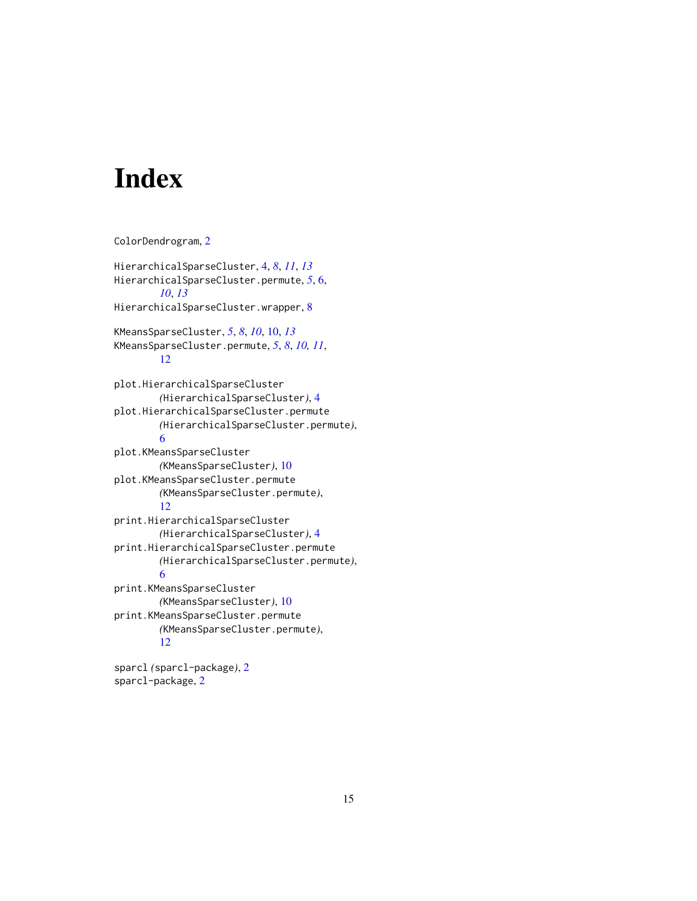# Index

ColorDendrogram, 2

HierarchicalSparseCluster, 4, *8*, *11*, *13*
HierarchicalSparseCluster.permute, *5*, 6, *10*, *13*
HierarchicalSparseCluster.wrapper, 8

KMeansSparseCluster, *5*, *8*, *10*, 10, *13*
KMeansSparseCluster.permute, *5*, *8*, *10, 11*, 12

plot.HierarchicalSparseCluster *(HierarchicalSparseCluster)*, 4
plot.HierarchicalSparseCluster.permute *(HierarchicalSparseCluster.permute)*, 6
plot.KMeansSparseCluster *(KMeansSparseCluster)*, 10
plot.KMeansSparseCluster.permute *(KMeansSparseCluster.permute)*, 12
print.HierarchicalSparseCluster *(HierarchicalSparseCluster)*, 4
print.HierarchicalSparseCluster.permute *(HierarchicalSparseCluster.permute)*, 6
print.KMeansSparseCluster *(KMeansSparseCluster)*, 10
print.KMeansSparseCluster.permute *(KMeansSparseCluster.permute)*, 12

sparcl *(sparcl-package)*, 2
sparcl-package, 2